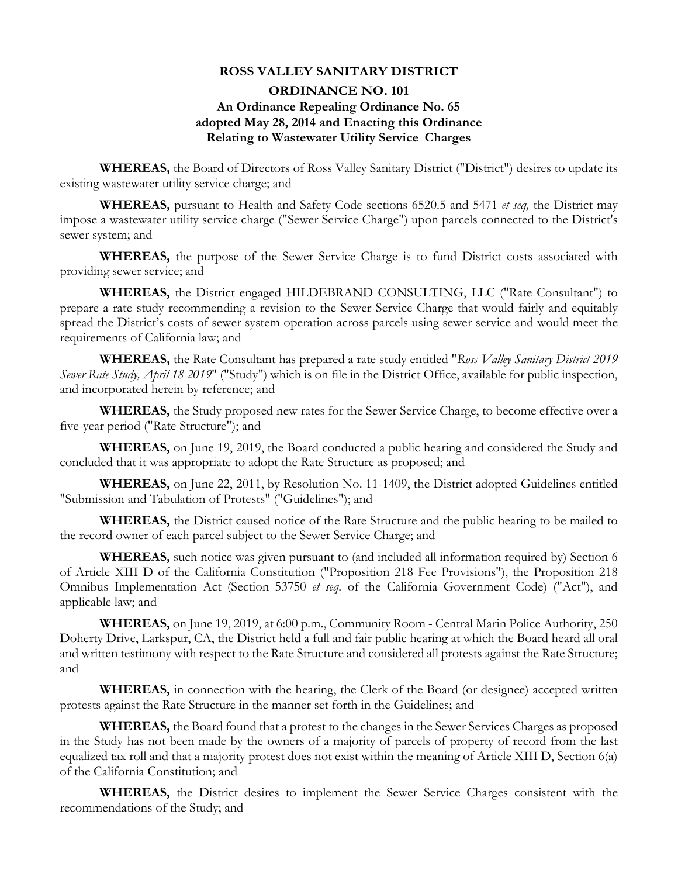# ROSS VALLEY SANITARY DISTRICT

## ORDINANCE NO. 101

### An Ordinance Repealing Ordinance No. 65 adopted May 28, 2014 and Enacting this Ordinance Relating to Wastewater Utility Service Charges

**WHEREAS,** the Board of Directors of Ross Valley Sanitary District ("District") desires to update its existing wastewater utility service charge; and

**WHEREAS,** pursuant to Health and Safety Code sections 6520.5 and 5471 *et seq,* the District may impose a wastewater utility service charge ("Sewer Service Charge") upon parcels connected to the District's sewer system; and

**WHEREAS,** the purpose of the Sewer Service Charge is to fund District costs associated with providing sewer service; and

**WHEREAS,** the District engaged HILDEBRAND CONSULTING, LLC ("Rate Consultant") to prepare a rate study recommending a revision to the Sewer Service Charge that would fairly and equitably spread the District's costs of sewer system operation across parcels using sewer service and would meet the requirements of California law; and

**WHEREAS,** the Rate Consultant has prepared a rate study entitled "*Ross Valley Sanitary District 2019 Sewer Rate Study, April 18 2019*" ("Study") which is on file in the District Office, available for public inspection, and incorporated herein by reference; and

**WHEREAS,** the Study proposed new rates for the Sewer Service Charge, to become effective over a five-year period ("Rate Structure"); and

**WHEREAS,** on June 19, 2019, the Board conducted a public hearing and considered the Study and concluded that it was appropriate to adopt the Rate Structure as proposed; and

**WHEREAS,** on June 22, 2011, by Resolution No. 11-1409, the District adopted Guidelines entitled "Submission and Tabulation of Protests" ("Guidelines"); and

**WHEREAS,** the District caused notice of the Rate Structure and the public hearing to be mailed to the record owner of each parcel subject to the Sewer Service Charge; and

**WHEREAS,** such notice was given pursuant to (and included all information required by) Section 6 of Article XIII D of the California Constitution ("Proposition 218 Fee Provisions"), the Proposition 218 Omnibus Implementation Act (Section 53750 *et seq.* of the California Government Code) ("Act"), and applicable law; and

**WHEREAS,** on June 19, 2019, at 6:00 p.m., Community Room - Central Marin Police Authority, 250 Doherty Drive, Larkspur, CA, the District held a full and fair public hearing at which the Board heard all oral and written testimony with respect to the Rate Structure and considered all protests against the Rate Structure; and

**WHEREAS,** in connection with the hearing, the Clerk of the Board (or designee) accepted written protests against the Rate Structure in the manner set forth in the Guidelines; and

**WHEREAS,** the Board found that a protest to the changes in the Sewer Services Charges as proposed in the Study has not been made by the owners of a majority of parcels of property of record from the last equalized tax roll and that a majority protest does not exist within the meaning of Article XIII D, Section 6(a) of the California Constitution; and

**WHEREAS,** the District desires to implement the Sewer Service Charges consistent with the recommendations of the Study; and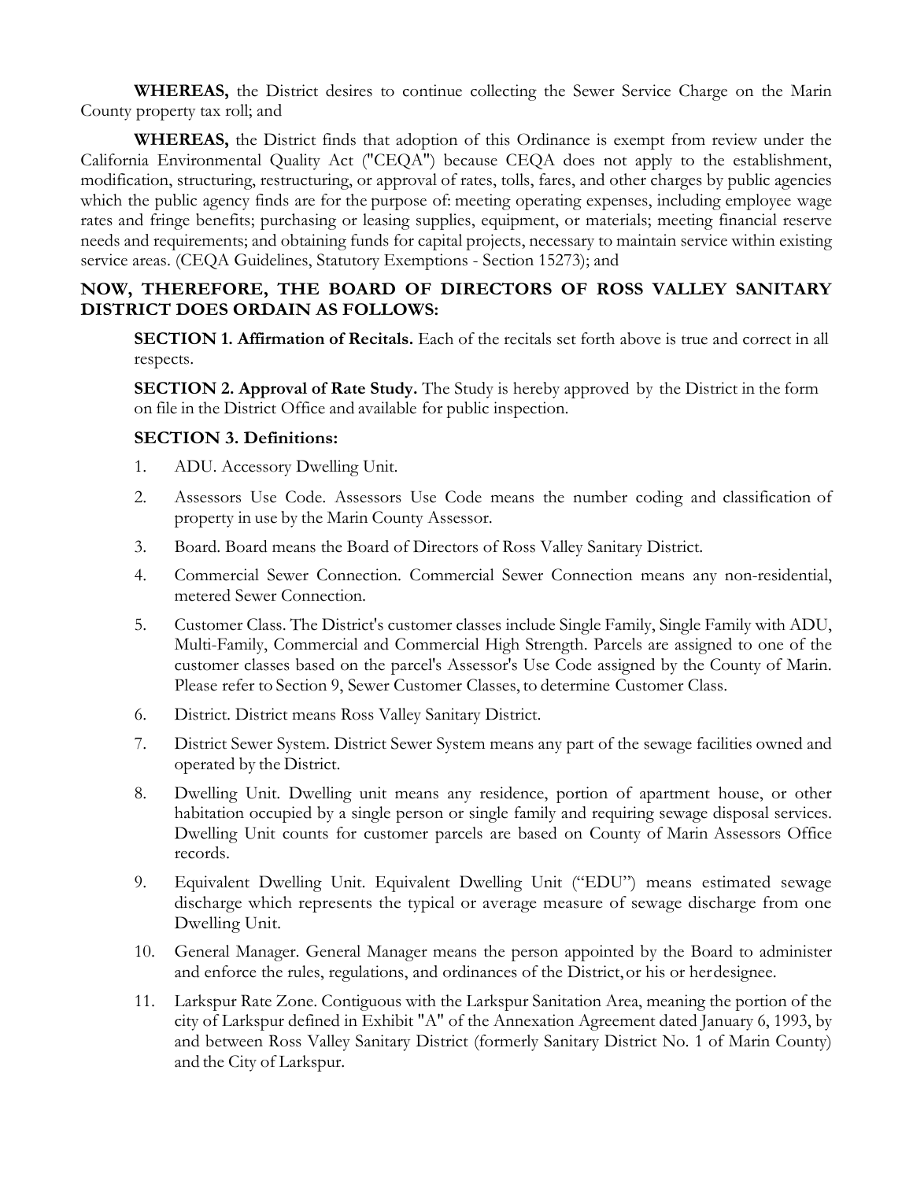**WHEREAS,** the District desires to continue collecting the Sewer Service Charge on the Marin County property tax roll; and

**WHEREAS,** the District finds that adoption of this Ordinance is exempt from review under the California Environmental Quality Act ("CEQA") because CEQA does not apply to the establishment, modification, structuring, restructuring, or approval of rates, tolls, fares, and other charges by public agencies which the public agency finds are for the purpose of: meeting operating expenses, including employee wage rates and fringe benefits; purchasing or leasing supplies, equipment, or materials; meeting financial reserve needs and requirements; and obtaining funds for capital projects, necessary to maintain service within existing service areas. (CEQA Guidelines, Statutory Exemptions - Section 15273); and

**NOW, THEREFORE, THE BOARD OF DIRECTORS OF ROSS VALLEY SANITARY DISTRICT DOES ORDAIN AS FOLLOWS:**

**SECTION 1. Affirmation of Recitals.** Each of the recitals set forth above is true and correct in all respects.

**SECTION 2. Approval of Rate Study.** The Study is hereby approved by the District in the form on file in the District Office and available for public inspection.

**SECTION 3. Definitions:**

1. ADU. Accessory Dwelling Unit.
2. Assessors Use Code. Assessors Use Code means the number coding and classification of property in use by the Marin County Assessor.
3. Board. Board means the Board of Directors of Ross Valley Sanitary District.
4. Commercial Sewer Connection. Commercial Sewer Connection means any non-residential, metered Sewer Connection.
5. Customer Class. The District's customer classes include Single Family, Single Family with ADU, Multi-Family, Commercial and Commercial High Strength. Parcels are assigned to one of the customer classes based on the parcel's Assessor's Use Code assigned by the County of Marin. Please refer to Section 9, Sewer Customer Classes, to determine Customer Class.
6. District. District means Ross Valley Sanitary District.
7. District Sewer System. District Sewer System means any part of the sewage facilities owned and operated by the District.
8. Dwelling Unit. Dwelling unit means any residence, portion of apartment house, or other habitation occupied by a single person or single family and requiring sewage disposal services. Dwelling Unit counts for customer parcels are based on County of Marin Assessors Office records.
9. Equivalent Dwelling Unit. Equivalent Dwelling Unit ("EDU") means estimated sewage discharge which represents the typical or average measure of sewage discharge from one Dwelling Unit.
10. General Manager. General Manager means the person appointed by the Board to administer and enforce the rules, regulations, and ordinances of the District, or his or her designee.
11. Larkspur Rate Zone. Contiguous with the Larkspur Sanitation Area, meaning the portion of the city of Larkspur defined in Exhibit "A" of the Annexation Agreement dated January 6, 1993, by and between Ross Valley Sanitary District (formerly Sanitary District No. 1 of Marin County) and the City of Larkspur.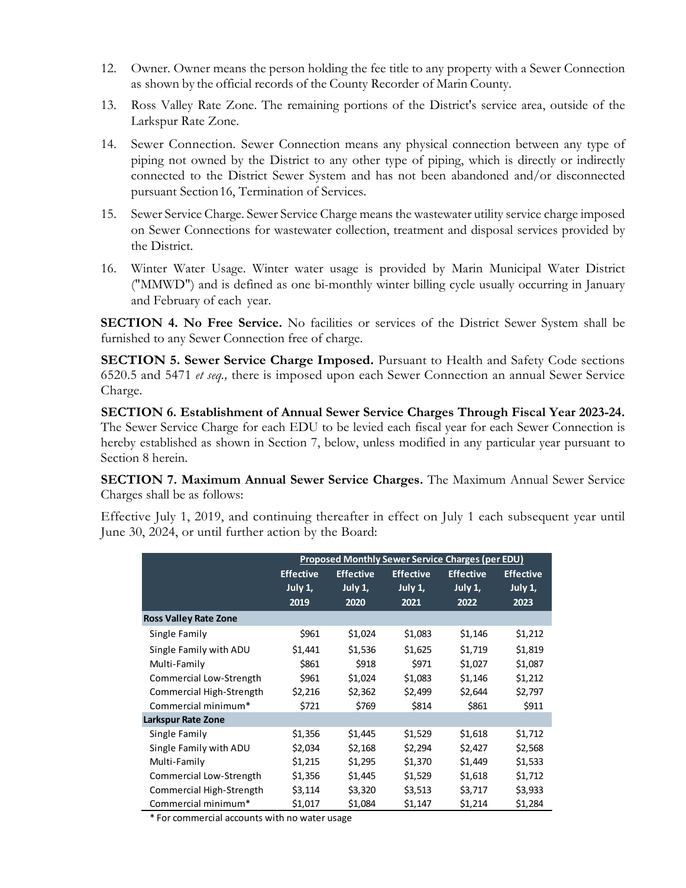12. Owner. Owner means the person holding the fee title to any property with a Sewer Connection as shown by the official records of the County Recorder of Marin County.

13. Ross Valley Rate Zone. The remaining portions of the District's service area, outside of the Larkspur Rate Zone.

14. Sewer Connection. Sewer Connection means any physical connection between any type of piping not owned by the District to any other type of piping, which is directly or indirectly connected to the District Sewer System and has not been abandoned and/or disconnected pursuant Section 16, Termination of Services.

15. Sewer Service Charge. Sewer Service Charge means the wastewater utility service charge imposed on Sewer Connections for wastewater collection, treatment and disposal services provided by the District.

16. Winter Water Usage. Winter water usage is provided by Marin Municipal Water District ("MMWD") and is defined as one bi-monthly winter billing cycle usually occurring in January and February of each year.

**SECTION 4. No Free Service.** No facilities or services of the District Sewer System shall be furnished to any Sewer Connection free of charge.

**SECTION 5. Sewer Service Charge Imposed.** Pursuant to Health and Safety Code sections 6520.5 and 5471 *et seq.,* there is imposed upon each Sewer Connection an annual Sewer Service Charge.

**SECTION 6. Establishment of Annual Sewer Service Charges Through Fiscal Year 2023-24.** The Sewer Service Charge for each EDU to be levied each fiscal year for each Sewer Connection is hereby established as shown in Section 7, below, unless modified in any particular year pursuant to Section 8 herein.

**SECTION 7. Maximum Annual Sewer Service Charges.** The Maximum Annual Sewer Service Charges shall be as follows:

Effective July 1, 2019, and continuing thereafter in effect on July 1 each subsequent year until June 30, 2024, or until further action by the Board:

| | Proposed Monthly Sewer Service Charges (per EDU) | | | | |
|---|---|---|---|---|---|
| | Effective July 1, 2019 | Effective July 1, 2020 | Effective July 1, 2021 | Effective July 1, 2022 | Effective July 1, 2023 |
| **Ross Valley Rate Zone** | | | | | |
| Single Family | $961 | $1,024 | $1,083 | $1,146 | $1,212 |
| Single Family with ADU | $1,441 | $1,536 | $1,625 | $1,719 | $1,819 |
| Multi-Family | $861 | $918 | $971 | $1,027 | $1,087 |
| Commercial Low-Strength | $961 | $1,024 | $1,083 | $1,146 | $1,212 |
| Commercial High-Strength | $2,216 | $2,362 | $2,499 | $2,644 | $2,797 |
| Commercial minimum* | $721 | $769 | $814 | $861 | $911 |
| **Larkspur Rate Zone** | | | | | |
| Single Family | $1,356 | $1,445 | $1,529 | $1,618 | $1,712 |
| Single Family with ADU | $2,034 | $2,168 | $2,294 | $2,427 | $2,568 |
| Multi-Family | $1,215 | $1,295 | $1,370 | $1,449 | $1,533 |
| Commercial Low-Strength | $1,356 | $1,445 | $1,529 | $1,618 | $1,712 |
| Commercial High-Strength | $3,114 | $3,320 | $3,513 | $3,717 | $3,933 |
| Commercial minimum* | $1,017 | $1,084 | $1,147 | $1,214 | $1,284 |

\* For commercial accounts with no water usage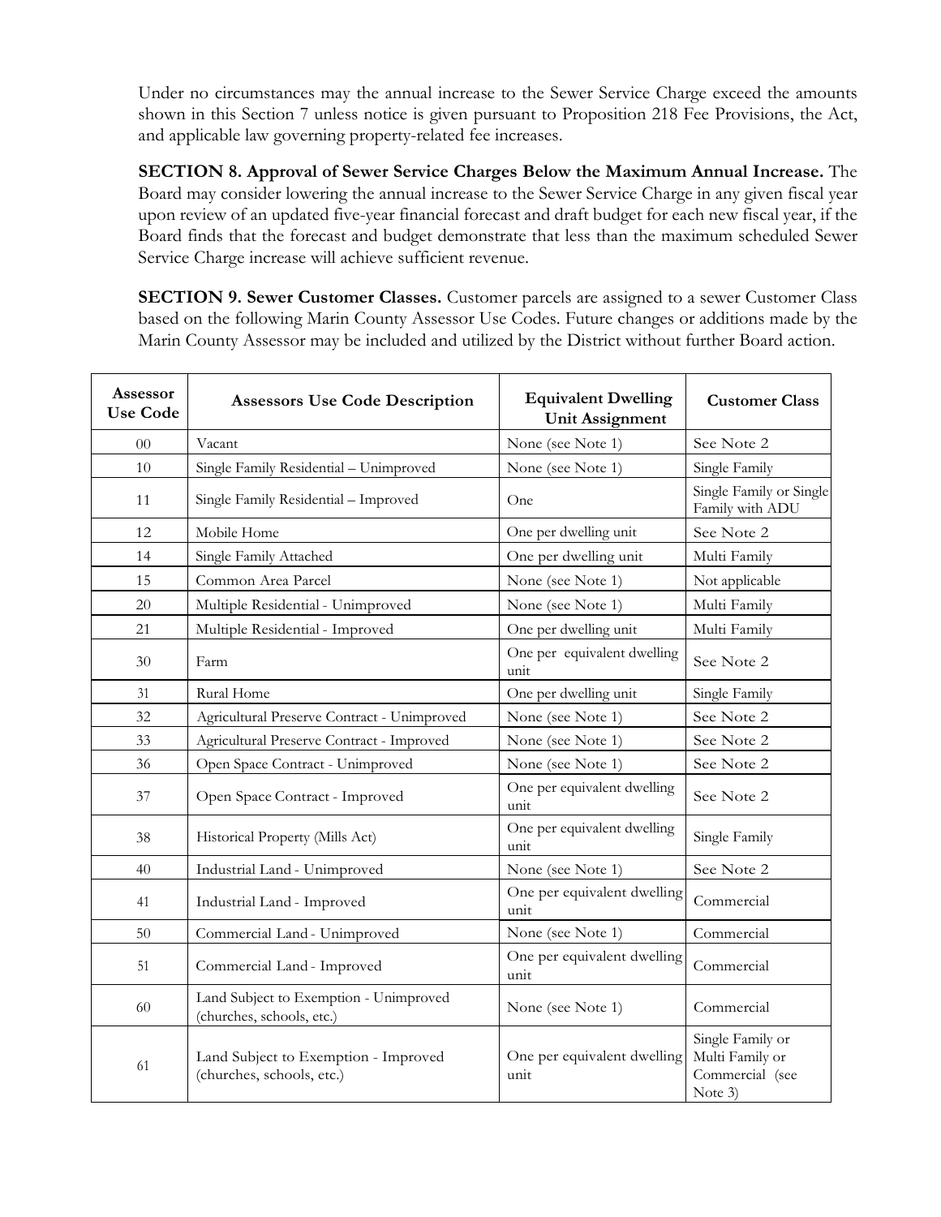Under no circumstances may the annual increase to the Sewer Service Charge exceed the amounts shown in this Section 7 unless notice is given pursuant to Proposition 218 Fee Provisions, the Act, and applicable law governing property-related fee increases.

**SECTION 8. Approval of Sewer Service Charges Below the Maximum Annual Increase.** The Board may consider lowering the annual increase to the Sewer Service Charge in any given fiscal year upon review of an updated five-year financial forecast and draft budget for each new fiscal year, if the Board finds that the forecast and budget demonstrate that less than the maximum scheduled Sewer Service Charge increase will achieve sufficient revenue.

**SECTION 9. Sewer Customer Classes.** Customer parcels are assigned to a sewer Customer Class based on the following Marin County Assessor Use Codes. Future changes or additions made by the Marin County Assessor may be included and utilized by the District without further Board action.

| Assessor Use Code | Assessors Use Code Description | Equivalent Dwelling Unit Assignment | Customer Class |
|---|---|---|---|
| 00 | Vacant | None (see Note 1) | See Note 2 |
| 10 | Single Family Residential – Unimproved | None (see Note 1) | Single Family |
| 11 | Single Family Residential – Improved | One | Single Family or Single Family with ADU |
| 12 | Mobile Home | One per dwelling unit | See Note 2 |
| 14 | Single Family Attached | One per dwelling unit | Multi Family |
| 15 | Common Area Parcel | None (see Note 1) | Not applicable |
| 20 | Multiple Residential - Unimproved | None (see Note 1) | Multi Family |
| 21 | Multiple Residential - Improved | One per dwelling unit | Multi Family |
| 30 | Farm | One per equivalent dwelling unit | See Note 2 |
| 31 | Rural Home | One per dwelling unit | Single Family |
| 32 | Agricultural Preserve Contract - Unimproved | None (see Note 1) | See Note 2 |
| 33 | Agricultural Preserve Contract - Improved | None (see Note 1) | See Note 2 |
| 36 | Open Space Contract - Unimproved | None (see Note 1) | See Note 2 |
| 37 | Open Space Contract - Improved | One per equivalent dwelling unit | See Note 2 |
| 38 | Historical Property (Mills Act) | One per equivalent dwelling unit | Single Family |
| 40 | Industrial Land - Unimproved | None (see Note 1) | See Note 2 |
| 41 | Industrial Land - Improved | One per equivalent dwelling unit | Commercial |
| 50 | Commercial Land - Unimproved | None (see Note 1) | Commercial |
| 51 | Commercial Land - Improved | One per equivalent dwelling unit | Commercial |
| 60 | Land Subject to Exemption - Unimproved (churches, schools, etc.) | None (see Note 1) | Commercial |
| 61 | Land Subject to Exemption - Improved (churches, schools, etc.) | One per equivalent dwelling unit | Single Family or Multi Family or Commercial (see Note 3) |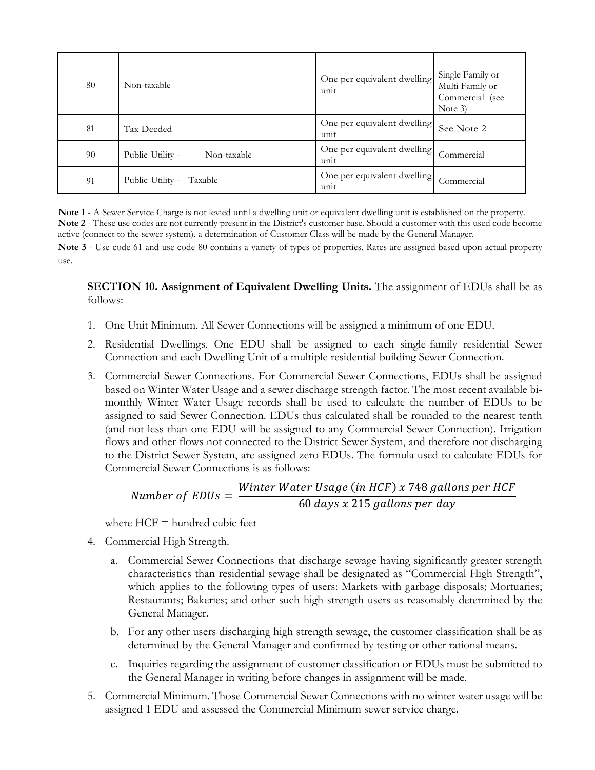| | | | |
|---|---|---|---|
| 80 | Non-taxable | One per equivalent dwelling unit | Single Family or Multi Family or Commercial (see Note 3) |
| 81 | Tax Deeded | One per equivalent dwelling unit | See Note 2 |
| 90 | Public Utility - Non-taxable | One per equivalent dwelling unit | Commercial |
| 91 | Public Utility - Taxable | One per equivalent dwelling unit | Commercial |

**Note 1** - A Sewer Service Charge is not levied until a dwelling unit or equivalent dwelling unit is established on the property.

**Note 2** - These use codes are not currently present in the District's customer base. Should a customer with this used code become active (connect to the sewer system), a determination of Customer Class will be made by the General Manager.

**Note 3** - Use code 61 and use code 80 contains a variety of types of properties. Rates are assigned based upon actual property use.

**SECTION 10. Assignment of Equivalent Dwelling Units.** The assignment of EDUs shall be as follows:

1. One Unit Minimum. All Sewer Connections will be assigned a minimum of one EDU.
2. Residential Dwellings. One EDU shall be assigned to each single-family residential Sewer Connection and each Dwelling Unit of a multiple residential building Sewer Connection.
3. Commercial Sewer Connections. For Commercial Sewer Connections, EDUs shall be assigned based on Winter Water Usage and a sewer discharge strength factor. The most recent available bi-monthly Winter Water Usage records shall be used to calculate the number of EDUs to be assigned to said Sewer Connection. EDUs thus calculated shall be rounded to the nearest tenth (and not less than one EDU will be assigned to any Commercial Sewer Connection). Irrigation flows and other flows not connected to the District Sewer System, and therefore not discharging to the District Sewer System, are assigned zero EDUs. The formula used to calculate EDUs for Commercial Sewer Connections is as follows:

$$Number\ of\ EDUs = \frac{Winter\ Water\ Usage\ (in\ HCF)\ x\ 748\ gallons\ per\ HCF}{60\ days\ x\ 215\ gallons\ per\ day}$$

   where HCF = hundred cubic feet

4. Commercial High Strength.
   a. Commercial Sewer Connections that discharge sewage having significantly greater strength characteristics than residential sewage shall be designated as "Commercial High Strength", which applies to the following types of users: Markets with garbage disposals; Mortuaries; Restaurants; Bakeries; and other such high-strength users as reasonably determined by the General Manager.
   b. For any other users discharging high strength sewage, the customer classification shall be as determined by the General Manager and confirmed by testing or other rational means.
   c. Inquiries regarding the assignment of customer classification or EDUs must be submitted to the General Manager in writing before changes in assignment will be made.
5. Commercial Minimum. Those Commercial Sewer Connections with no winter water usage will be assigned 1 EDU and assessed the Commercial Minimum sewer service charge.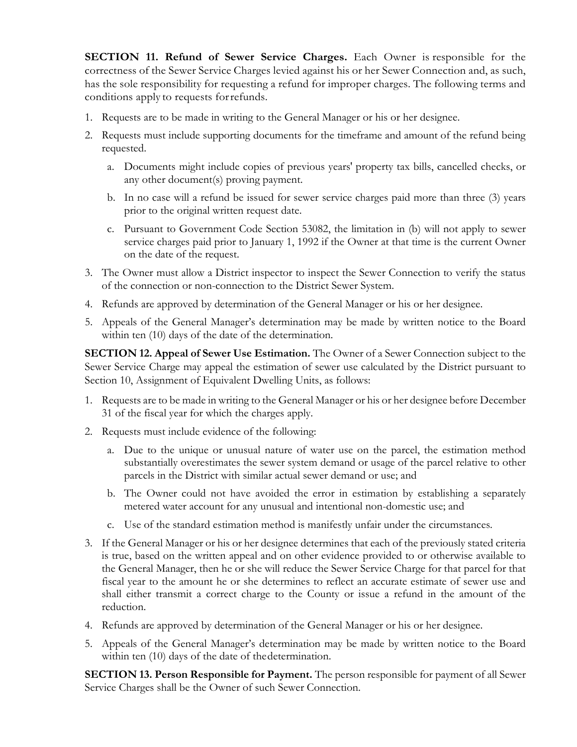**SECTION 11. Refund of Sewer Service Charges.** Each Owner is responsible for the correctness of the Sewer Service Charges levied against his or her Sewer Connection and, as such, has the sole responsibility for requesting a refund for improper charges. The following terms and conditions apply to requests for refunds.

1. Requests are to be made in writing to the General Manager or his or her designee.
2. Requests must include supporting documents for the timeframe and amount of the refund being requested.
   a. Documents might include copies of previous years' property tax bills, cancelled checks, or any other document(s) proving payment.
   b. In no case will a refund be issued for sewer service charges paid more than three (3) years prior to the original written request date.
   c. Pursuant to Government Code Section 53082, the limitation in (b) will not apply to sewer service charges paid prior to January 1, 1992 if the Owner at that time is the current Owner on the date of the request.
3. The Owner must allow a District inspector to inspect the Sewer Connection to verify the status of the connection or non-connection to the District Sewer System.
4. Refunds are approved by determination of the General Manager or his or her designee.
5. Appeals of the General Manager's determination may be made by written notice to the Board within ten (10) days of the date of the determination.

**SECTION 12. Appeal of Sewer Use Estimation.** The Owner of a Sewer Connection subject to the Sewer Service Charge may appeal the estimation of sewer use calculated by the District pursuant to Section 10, Assignment of Equivalent Dwelling Units, as follows:

1. Requests are to be made in writing to the General Manager or his or her designee before December 31 of the fiscal year for which the charges apply.
2. Requests must include evidence of the following:
   a. Due to the unique or unusual nature of water use on the parcel, the estimation method substantially overestimates the sewer system demand or usage of the parcel relative to other parcels in the District with similar actual sewer demand or use; and
   b. The Owner could not have avoided the error in estimation by establishing a separately metered water account for any unusual and intentional non-domestic use; and
   c. Use of the standard estimation method is manifestly unfair under the circumstances.
3. If the General Manager or his or her designee determines that each of the previously stated criteria is true, based on the written appeal and on other evidence provided to or otherwise available to the General Manager, then he or she will reduce the Sewer Service Charge for that parcel for that fiscal year to the amount he or she determines to reflect an accurate estimate of sewer use and shall either transmit a correct charge to the County or issue a refund in the amount of the reduction.
4. Refunds are approved by determination of the General Manager or his or her designee.
5. Appeals of the General Manager's determination may be made by written notice to the Board within ten (10) days of the date of the determination.

**SECTION 13. Person Responsible for Payment.** The person responsible for payment of all Sewer Service Charges shall be the Owner of such Sewer Connection.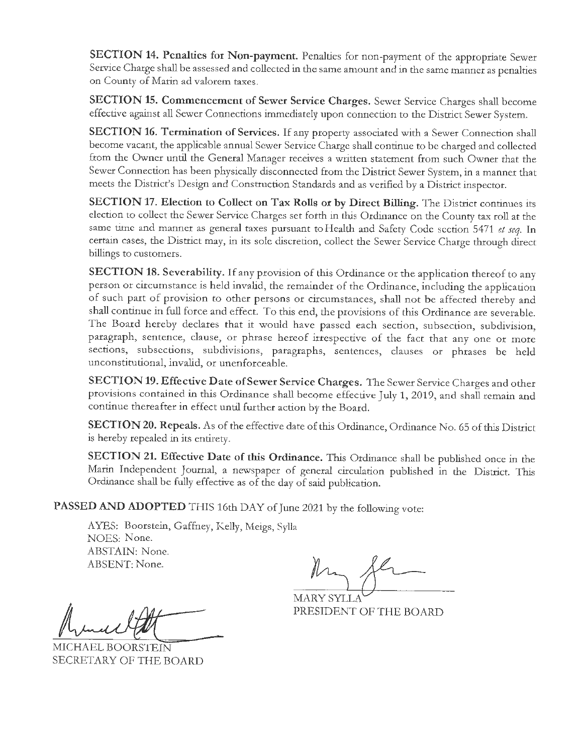**SECTION 14. Penalties for Non-payment.** Penalties for non-payment of the appropriate Sewer Service Charge shall be assessed and collected in the same amount and in the same manner as penalties on County of Marin ad valorem taxes.

**SECTION 15. Commencement of Sewer Service Charges.** Sewer Service Charges shall become effective against all Sewer Connections immediately upon connection to the District Sewer System.

**SECTION 16. Termination of Services.** If any property associated with a Sewer Connection shall become vacant, the applicable annual Sewer Service Charge shall continue to be charged and collected from the Owner until the General Manager receives a written statement from such Owner that the Sewer Connection has been physically disconnected from the District Sewer System, in a manner that meets the District's Design and Construction Standards and as verified by a District inspector.

**SECTION 17. Election to Collect on Tax Rolls or by Direct Billing.** The District continues its election to collect the Sewer Service Charges set forth in this Ordinance on the County tax roll at the same time and manner as general taxes pursuant to Health and Safety Code section 5471 *et seq*. In certain cases, the District may, in its sole discretion, collect the Sewer Service Charge through direct billings to customers.

**SECTION 18. Severability.** If any provision of this Ordinance or the application thereof to any person or circumstance is held invalid, the remainder of the Ordinance, including the application of such part of provision to other persons or circumstances, shall not be affected thereby and shall continue in full force and effect. To this end, the provisions of this Ordinance are severable. The Board hereby declares that it would have passed each section, subsection, subdivision, paragraph, sentence, clause, or phrase hereof irrespective of the fact that any one or more sections, subsections, subdivisions, paragraphs, sentences, clauses or phrases be held unconstitutional, invalid, or unenforceable.

**SECTION 19. Effective Date of Sewer Service Charges.** The Sewer Service Charges and other provisions contained in this Ordinance shall become effective July 1, 2019, and shall remain and continue thereafter in effect until further action by the Board.

**SECTION 20. Repeals.** As of the effective date of this Ordinance, Ordinance No. 65 of this District is hereby repealed in its entirety.

**SECTION 21. Effective Date of this Ordinance.** This Ordinance shall be published once in the Marin Independent Journal, a newspaper of general circulation published in the District. This Ordinance shall be fully effective as of the day of said publication.

**PASSED AND ADOPTED** THIS 16th DAY of June 2021 by the following vote:

AYES: Boorstein, Gaffney, Kelly, Meigs, Sylla
NOES: None.
ABSTAIN: None.
ABSENT: None.

MARY SYLLA
PRESIDENT OF THE BOARD

MICHAEL BOORSTEIN
SECRETARY OF THE BOARD